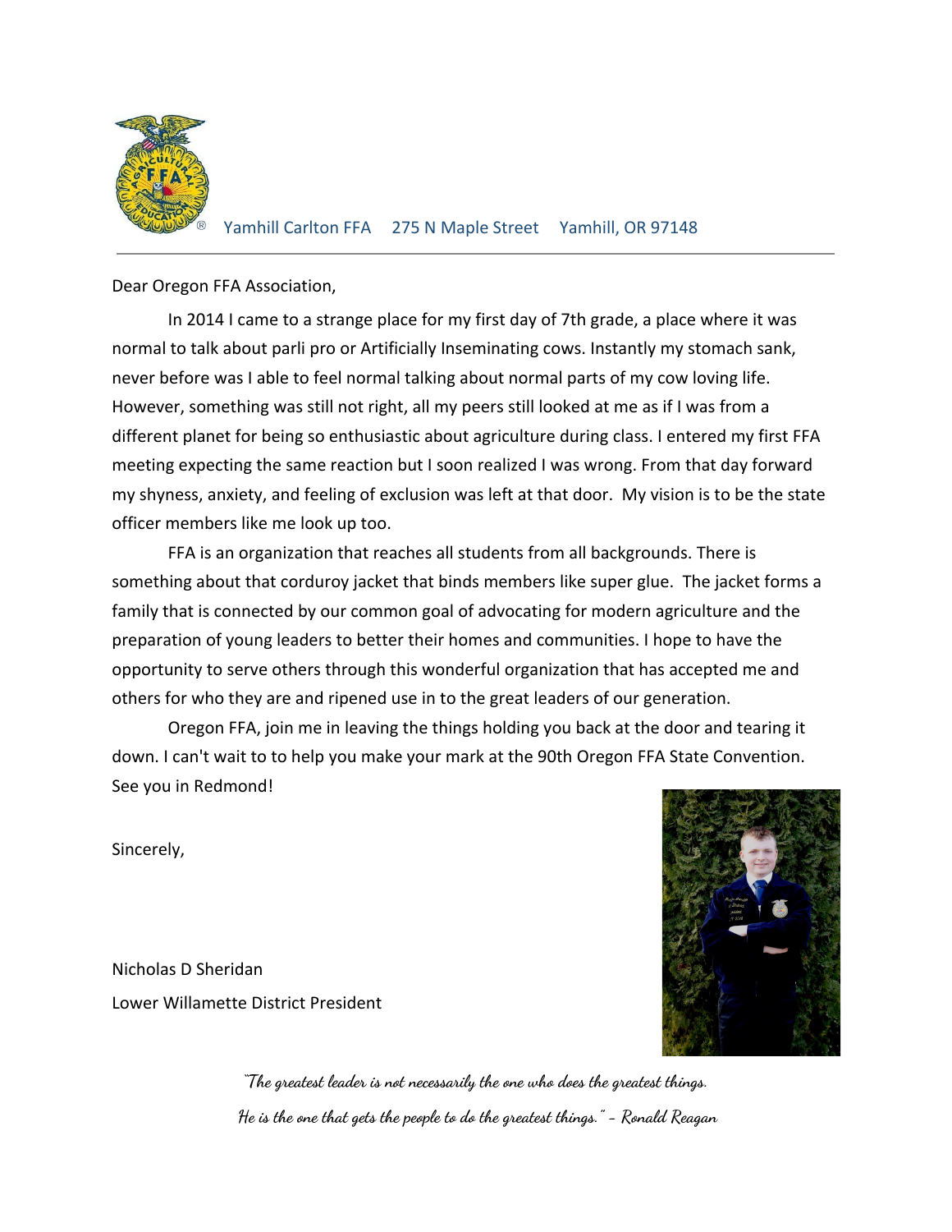Yamhill Carlton FFA    275 N Maple Street    Yamhill, OR 97148

---

Dear Oregon FFA Association,

In 2014 I came to a strange place for my first day of 7th grade, a place where it was normal to talk about parli pro or Artificially Inseminating cows. Instantly my stomach sank, never before was I able to feel normal talking about normal parts of my cow loving life. However, something was still not right, all my peers still looked at me as if I was from a different planet for being so enthusiastic about agriculture during class. I entered my first FFA meeting expecting the same reaction but I soon realized I was wrong. From that day forward my shyness, anxiety, and feeling of exclusion was left at that door. My vision is to be the state officer members like me look up too.

FFA is an organization that reaches all students from all backgrounds. There is something about that corduroy jacket that binds members like super glue. The jacket forms a family that is connected by our common goal of advocating for modern agriculture and the preparation of young leaders to better their homes and communities. I hope to have the opportunity to serve others through this wonderful organization that has accepted me and others for who they are and ripened use in to the great leaders of our generation.

Oregon FFA, join me in leaving the things holding you back at the door and tearing it down. I can't wait to to help you make your mark at the 90th Oregon FFA State Convention. See you in Redmond!

Sincerely,

Nicholas D Sheridan
Lower Willamette District President

*"The greatest leader is not necessarily the one who does the greatest things.*
*He is the one that gets the people to do the greatest things." - Ronald Reagan*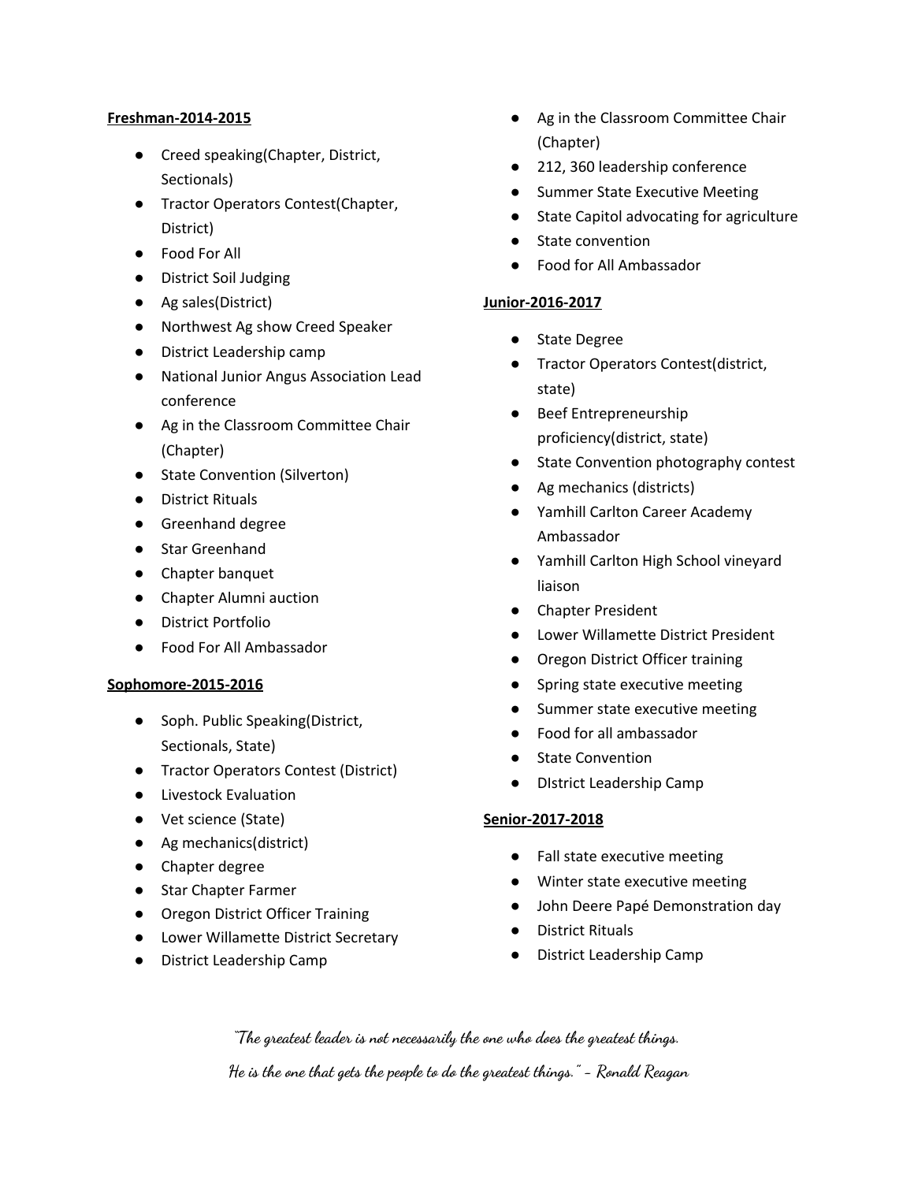**Freshman-2014-2015**

- Creed speaking(Chapter, District, Sectionals)
- Tractor Operators Contest(Chapter, District)
- Food For All
- District Soil Judging
- Ag sales(District)
- Northwest Ag show Creed Speaker
- District Leadership camp
- National Junior Angus Association Lead conference
- Ag in the Classroom Committee Chair (Chapter)
- State Convention (Silverton)
- District Rituals
- Greenhand degree
- Star Greenhand
- Chapter banquet
- Chapter Alumni auction
- District Portfolio
- Food For All Ambassador

**Sophomore-2015-2016**

- Soph. Public Speaking(District, Sectionals, State)
- Tractor Operators Contest (District)
- Livestock Evaluation
- Vet science (State)
- Ag mechanics(district)
- Chapter degree
- Star Chapter Farmer
- Oregon District Officer Training
- Lower Willamette District Secretary
- District Leadership Camp
- Ag in the Classroom Committee Chair (Chapter)
- 212, 360 leadership conference
- Summer State Executive Meeting
- State Capitol advocating for agriculture
- State convention
- Food for All Ambassador

**Junior-2016-2017**

- State Degree
- Tractor Operators Contest(district, state)
- Beef Entrepreneurship proficiency(district, state)
- State Convention photography contest
- Ag mechanics (districts)
- Yamhill Carlton Career Academy Ambassador
- Yamhill Carlton High School vineyard liaison
- Chapter President
- Lower Willamette District President
- Oregon District Officer training
- Spring state executive meeting
- Summer state executive meeting
- Food for all ambassador
- State Convention
- DIstrict Leadership Camp

**Senior-2017-2018**

- Fall state executive meeting
- Winter state executive meeting
- John Deere Papé Demonstration day
- District Rituals
- District Leadership Camp

*"The greatest leader is not necessarily the one who does the greatest things. He is the one that gets the people to do the greatest things." - Ronald Reagan*